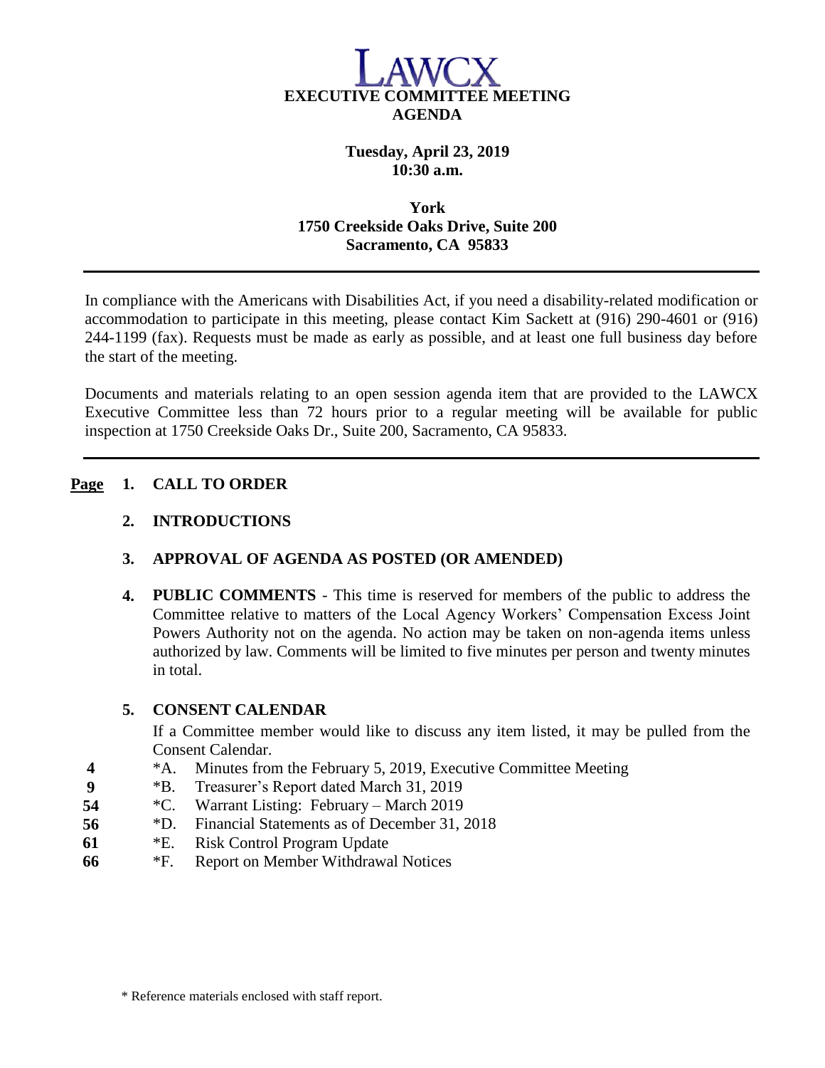# LAWCX

**EXECUTIVE COMMITTEE MEETING**
**AGENDA**

**Tuesday, April 23, 2019**
**10:30 a.m.**

**York**
**1750 Creekside Oaks Drive, Suite 200**
**Sacramento, CA 95833**

---

In compliance with the Americans with Disabilities Act, if you need a disability-related modification or accommodation to participate in this meeting, please contact Kim Sackett at (916) 290-4601 or (916) 244-1199 (fax). Requests must be made as early as possible, and at least one full business day before the start of the meeting.

Documents and materials relating to an open session agenda item that are provided to the LAWCX Executive Committee less than 72 hours prior to a regular meeting will be available for public inspection at 1750 Creekside Oaks Dr., Suite 200, Sacramento, CA 95833.

---

**Page**

1. **CALL TO ORDER**

2. **INTRODUCTIONS**

3. **APPROVAL OF AGENDA AS POSTED (OR AMENDED)**

4. **PUBLIC COMMENTS** - This time is reserved for members of the public to address the Committee relative to matters of the Local Agency Workers' Compensation Excess Joint Powers Authority not on the agenda. No action may be taken on non-agenda items unless authorized by law. Comments will be limited to five minutes per person and twenty minutes in total.

5. **CONSENT CALENDAR**

   If a Committee member would like to discuss any item listed, it may be pulled from the Consent Calendar.

| Page | Item |
|---|---|
| 4 | *A. Minutes from the February 5, 2019, Executive Committee Meeting |
| 9 | *B. Treasurer's Report dated March 31, 2019 |
| 54 | *C. Warrant Listing: February – March 2019 |
| 56 | *D. Financial Statements as of December 31, 2018 |
| 61 | *E. Risk Control Program Update |
| 66 | *F. Report on Member Withdrawal Notices |

\* Reference materials enclosed with staff report.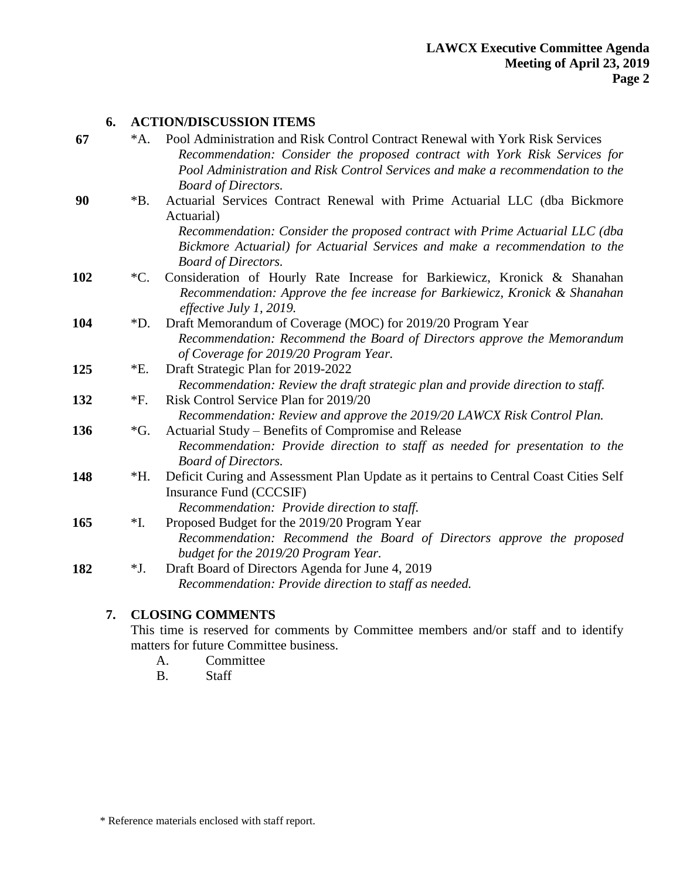## 6. ACTION/DISCUSSION ITEMS

**67** *A. Pool Administration and Risk Control Contract Renewal with York Risk Services
*Recommendation: Consider the proposed contract with York Risk Services for Pool Administration and Risk Control Services and make a recommendation to the Board of Directors.*

**90** *B. Actuarial Services Contract Renewal with Prime Actuarial LLC (dba Bickmore Actuarial)
*Recommendation: Consider the proposed contract with Prime Actuarial LLC (dba Bickmore Actuarial) for Actuarial Services and make a recommendation to the Board of Directors.*

**102** *C. Consideration of Hourly Rate Increase for Barkiewicz, Kronick & Shanahan
*Recommendation: Approve the fee increase for Barkiewicz, Kronick & Shanahan effective July 1, 2019.*

**104** *D. Draft Memorandum of Coverage (MOC) for 2019/20 Program Year
*Recommendation: Recommend the Board of Directors approve the Memorandum of Coverage for 2019/20 Program Year.*

**125** *E. Draft Strategic Plan for 2019-2022
*Recommendation: Review the draft strategic plan and provide direction to staff.*

**132** *F. Risk Control Service Plan for 2019/20
*Recommendation: Review and approve the 2019/20 LAWCX Risk Control Plan.*

**136** *G. Actuarial Study – Benefits of Compromise and Release
*Recommendation: Provide direction to staff as needed for presentation to the Board of Directors.*

**148** *H. Deficit Curing and Assessment Plan Update as it pertains to Central Coast Cities Self Insurance Fund (CCCSIF)
*Recommendation: Provide direction to staff.*

**165** *I. Proposed Budget for the 2019/20 Program Year
*Recommendation: Recommend the Board of Directors approve the proposed budget for the 2019/20 Program Year.*

**182** *J. Draft Board of Directors Agenda for June 4, 2019
*Recommendation: Provide direction to staff as needed.*

## 7. CLOSING COMMENTS

This time is reserved for comments by Committee members and/or staff and to identify matters for future Committee business.

A. Committee
B. Staff

* Reference materials enclosed with staff report.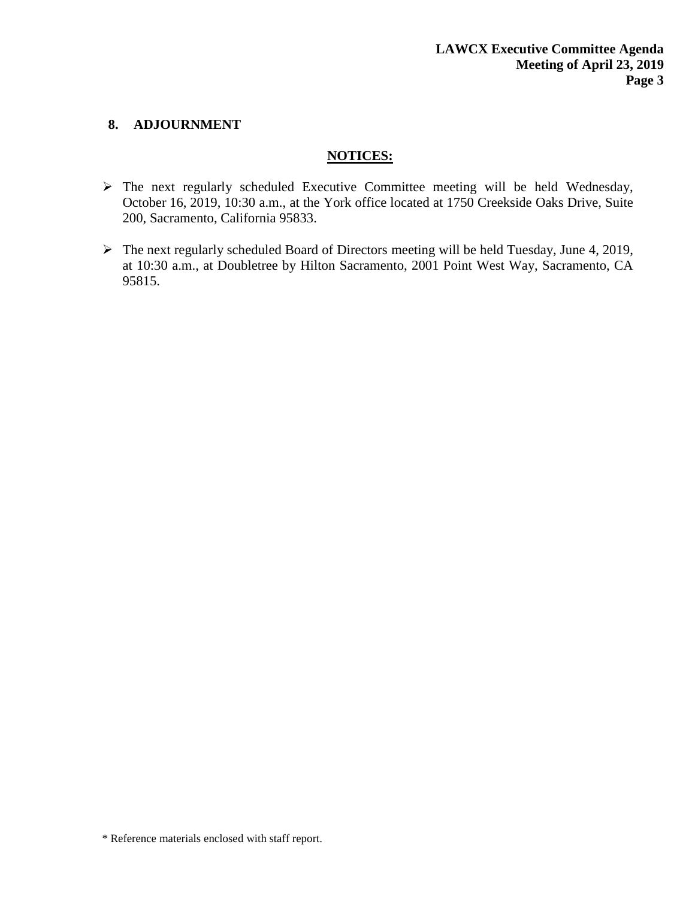## 8. ADJOURNMENT

**NOTICES:**

- The next regularly scheduled Executive Committee meeting will be held Wednesday, October 16, 2019, 10:30 a.m., at the York office located at 1750 Creekside Oaks Drive, Suite 200, Sacramento, California 95833.
- The next regularly scheduled Board of Directors meeting will be held Tuesday, June 4, 2019, at 10:30 a.m., at Doubletree by Hilton Sacramento, 2001 Point West Way, Sacramento, CA 95815.

* Reference materials enclosed with staff report.